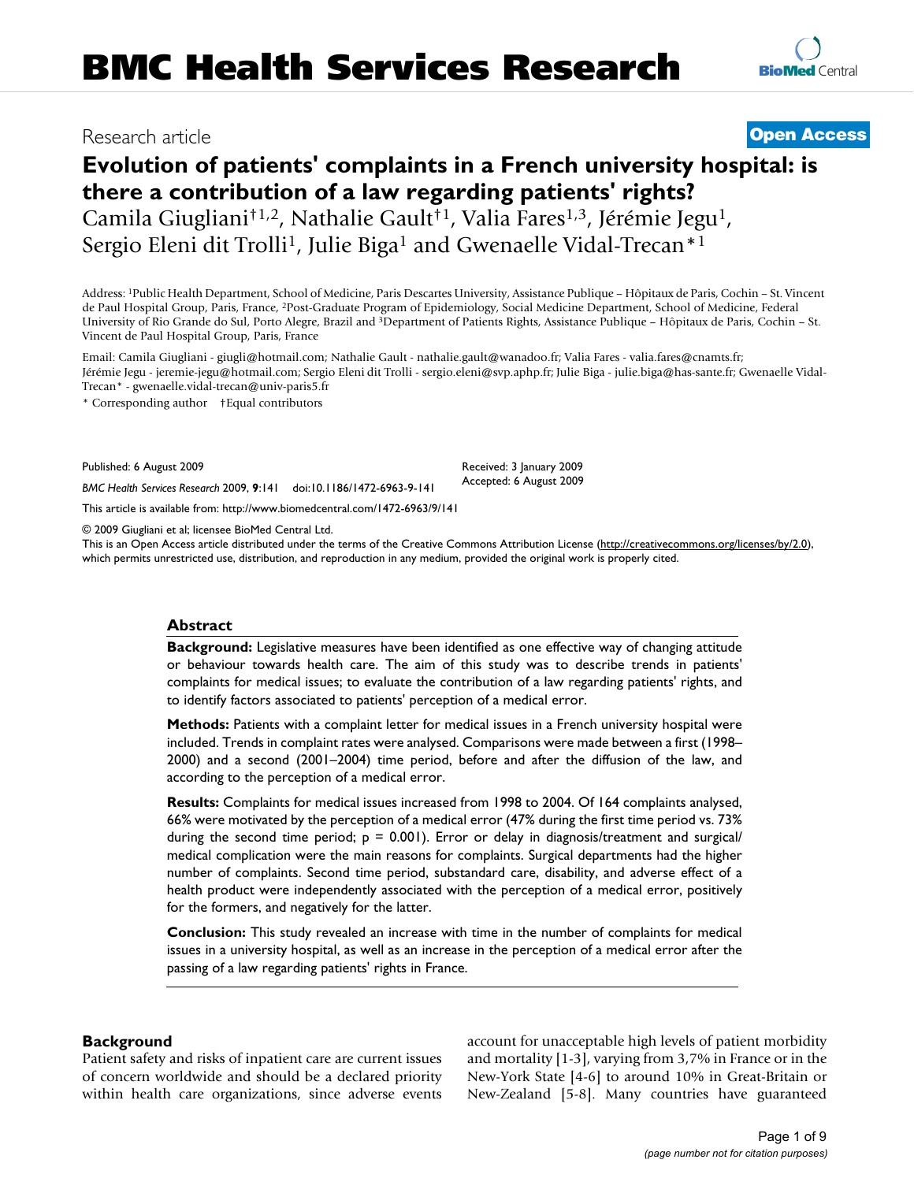Research article

**Open Access**

# Evolution of patients' complaints in a French university hospital: is there a contribution of a law regarding patients' rights?

Camila Giugliani†[1,2], Nathalie Gault†[1], Valia Fares[1,3], Jérémie Jegu[1], Sergio Eleni dit Trolli[1], Julie Biga[1] and Gwenaelle Vidal-Trecan*[1]

Address: [1]Public Health Department, School of Medicine, Paris Descartes University, Assistance Publique – Hôpitaux de Paris, Cochin – St. Vincent de Paul Hospital Group, Paris, France, [2]Post-Graduate Program of Epidemiology, Social Medicine Department, School of Medicine, Federal University of Rio Grande do Sul, Porto Alegre, Brazil and [3]Department of Patients Rights, Assistance Publique – Hôpitaux de Paris, Cochin – St. Vincent de Paul Hospital Group, Paris, France

Email: Camila Giugliani - giugli@hotmail.com; Nathalie Gault - nathalie.gault@wanadoo.fr; Valia Fares - valia.fares@cnamts.fr; Jérémie Jegu - jeremie-jegu@hotmail.com; Sergio Eleni dit Trolli - sergio.eleni@svp.aphp.fr; Julie Biga - julie.biga@has-sante.fr; Gwenaelle Vidal-Trecan* - gwenaelle.vidal-trecan@univ-paris5.fr

\* Corresponding author †Equal contributors

Published: 6 August 2009

*BMC Health Services Research* 2009, **9**:141 doi:10.1186/1472-6963-9-141

Received: 3 January 2009
Accepted: 6 August 2009

This article is available from: http://www.biomedcentral.com/1472-6963/9/141

© 2009 Giugliani et al; licensee BioMed Central Ltd.
This is an Open Access article distributed under the terms of the Creative Commons Attribution License (http://creativecommons.org/licenses/by/2.0), which permits unrestricted use, distribution, and reproduction in any medium, provided the original work is properly cited.

## Abstract

**Background:** Legislative measures have been identified as one effective way of changing attitude or behaviour towards health care. The aim of this study was to describe trends in patients' complaints for medical issues; to evaluate the contribution of a law regarding patients' rights, and to identify factors associated to patients' perception of a medical error.

**Methods:** Patients with a complaint letter for medical issues in a French university hospital were included. Trends in complaint rates were analysed. Comparisons were made between a first (1998–2000) and a second (2001–2004) time period, before and after the diffusion of the law, and according to the perception of a medical error.

**Results:** Complaints for medical issues increased from 1998 to 2004. Of 164 complaints analysed, 66% were motivated by the perception of a medical error (47% during the first time period vs. 73% during the second time period; $p = 0.001$). Error or delay in diagnosis/treatment and surgical/medical complication were the main reasons for complaints. Surgical departments had the higher number of complaints. Second time period, substandard care, disability, and adverse effect of a health product were independently associated with the perception of a medical error, positively for the formers, and negatively for the latter.

**Conclusion:** This study revealed an increase with time in the number of complaints for medical issues in a university hospital, as well as an increase in the perception of a medical error after the passing of a law regarding patients' rights in France.

## Background

Patient safety and risks of inpatient care are current issues of concern worldwide and should be a declared priority within health care organizations, since adverse events account for unacceptable high levels of patient morbidity and mortality [1-3], varying from 3,7% in France or in the New-York State [4-6] to around 10% in Great-Britain or New-Zealand [5-8]. Many countries have guaranteed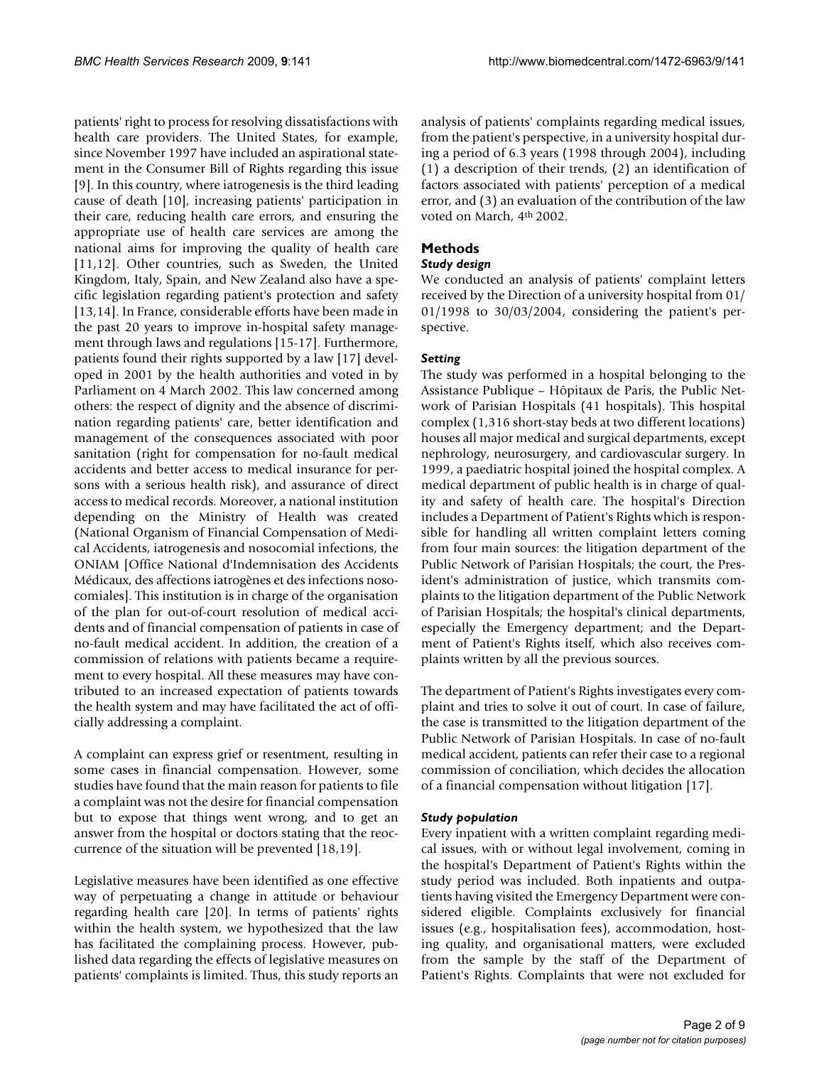patients' right to process for resolving dissatisfactions with health care providers. The United States, for example, since November 1997 have included an aspirational statement in the Consumer Bill of Rights regarding this issue [9]. In this country, where iatrogenesis is the third leading cause of death [10], increasing patients' participation in their care, reducing health care errors, and ensuring the appropriate use of health care services are among the national aims for improving the quality of health care [11,12]. Other countries, such as Sweden, the United Kingdom, Italy, Spain, and New Zealand also have a specific legislation regarding patient's protection and safety [13,14]. In France, considerable efforts have been made in the past 20 years to improve in-hospital safety management through laws and regulations [15-17]. Furthermore, patients found their rights supported by a law [17] developed in 2001 by the health authorities and voted in by Parliament on 4 March 2002. This law concerned among others: the respect of dignity and the absence of discrimination regarding patients' care, better identification and management of the consequences associated with poor sanitation (right for compensation for no-fault medical accidents and better access to medical insurance for persons with a serious health risk), and assurance of direct access to medical records. Moreover, a national institution depending on the Ministry of Health was created (National Organism of Financial Compensation of Medical Accidents, iatrogenesis and nosocomial infections, the ONIAM [Office National d'Indemnisation des Accidents Médicaux, des affections iatrogènes et des infections nosocomiales]. This institution is in charge of the organisation of the plan for out-of-court resolution of medical accidents and of financial compensation of patients in case of no-fault medical accident. In addition, the creation of a commission of relations with patients became a requirement to every hospital. All these measures may have contributed to an increased expectation of patients towards the health system and may have facilitated the act of officially addressing a complaint.

A complaint can express grief or resentment, resulting in some cases in financial compensation. However, some studies have found that the main reason for patients to file a complaint was not the desire for financial compensation but to expose that things went wrong, and to get an answer from the hospital or doctors stating that the reoccurrence of the situation will be prevented [18,19].

Legislative measures have been identified as one effective way of perpetuating a change in attitude or behaviour regarding health care [20]. In terms of patients' rights within the health system, we hypothesized that the law has facilitated the complaining process. However, published data regarding the effects of legislative measures on patients' complaints is limited. Thus, this study reports an analysis of patients' complaints regarding medical issues, from the patient's perspective, in a university hospital during a period of 6.3 years (1998 through 2004), including (1) a description of their trends, (2) an identification of factors associated with patients' perception of a medical error, and (3) an evaluation of the contribution of the law voted on March, 4th 2002.

## Methods

### *Study design*

We conducted an analysis of patients' complaint letters received by the Direction of a university hospital from 01/01/1998 to 30/03/2004, considering the patient's perspective.

### *Setting*

The study was performed in a hospital belonging to the Assistance Publique – Hôpitaux de Paris, the Public Network of Parisian Hospitals (41 hospitals). This hospital complex (1,316 short-stay beds at two different locations) houses all major medical and surgical departments, except nephrology, neurosurgery, and cardiovascular surgery. In 1999, a paediatric hospital joined the hospital complex. A medical department of public health is in charge of quality and safety of health care. The hospital's Direction includes a Department of Patient's Rights which is responsible for handling all written complaint letters coming from four main sources: the litigation department of the Public Network of Parisian Hospitals; the court, the President's administration of justice, which transmits complaints to the litigation department of the Public Network of Parisian Hospitals; the hospital's clinical departments, especially the Emergency department; and the Department of Patient's Rights itself, which also receives complaints written by all the previous sources.

The department of Patient's Rights investigates every complaint and tries to solve it out of court. In case of failure, the case is transmitted to the litigation department of the Public Network of Parisian Hospitals. In case of no-fault medical accident, patients can refer their case to a regional commission of conciliation, which decides the allocation of a financial compensation without litigation [17].

### *Study population*

Every inpatient with a written complaint regarding medical issues, with or without legal involvement, coming in the hospital's Department of Patient's Rights within the study period was included. Both inpatients and outpatients having visited the Emergency Department were considered eligible. Complaints exclusively for financial issues (e.g., hospitalisation fees), accommodation, hosting quality, and organisational matters, were excluded from the sample by the staff of the Department of Patient's Rights. Complaints that were not excluded for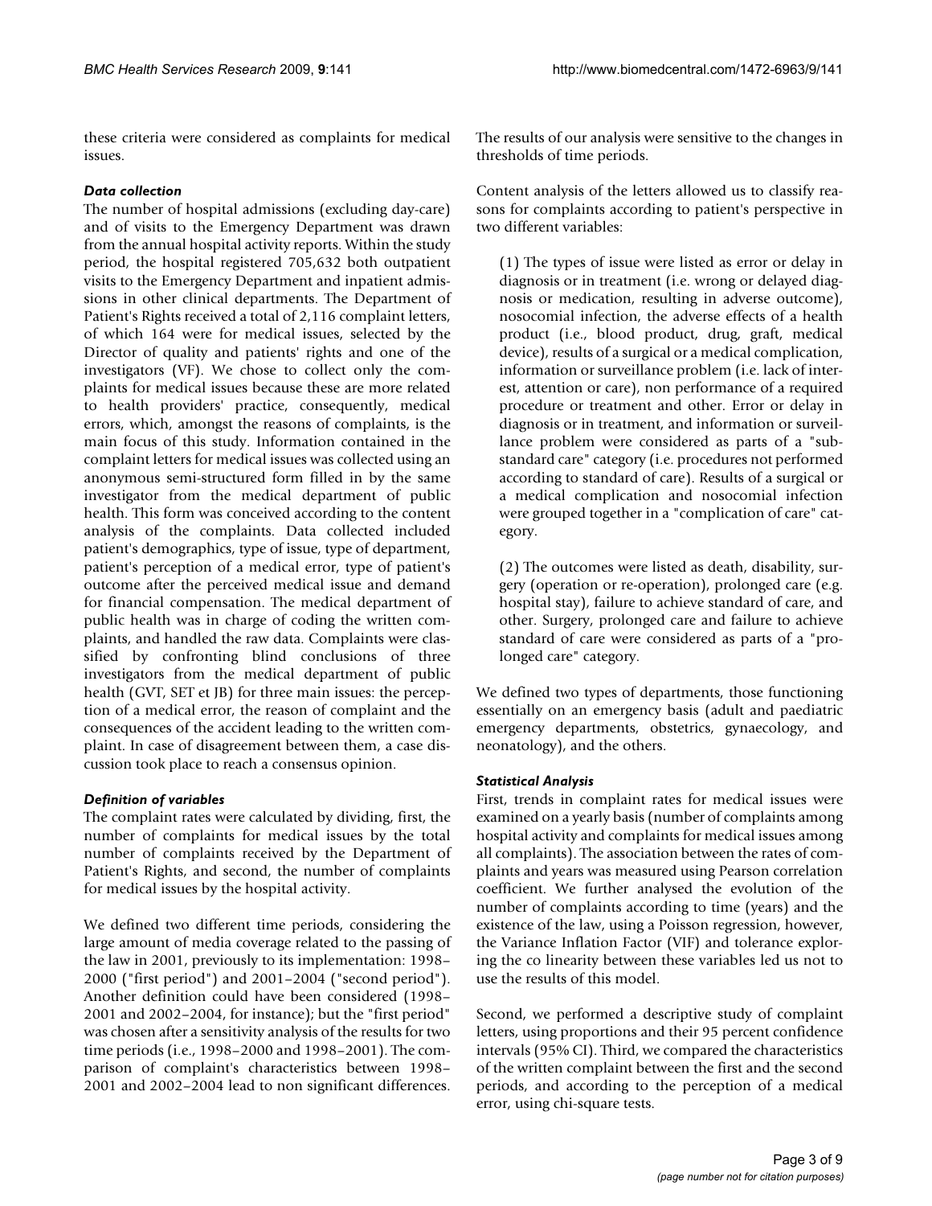these criteria were considered as complaints for medical issues.

### *Data collection*

The number of hospital admissions (excluding day-care) and of visits to the Emergency Department was drawn from the annual hospital activity reports. Within the study period, the hospital registered 705,632 both outpatient visits to the Emergency Department and inpatient admissions in other clinical departments. The Department of Patient's Rights received a total of 2,116 complaint letters, of which 164 were for medical issues, selected by the Director of quality and patients' rights and one of the investigators (VF). We chose to collect only the complaints for medical issues because these are more related to health providers' practice, consequently, medical errors, which, amongst the reasons of complaints, is the main focus of this study. Information contained in the complaint letters for medical issues was collected using an anonymous semi-structured form filled in by the same investigator from the medical department of public health. This form was conceived according to the content analysis of the complaints. Data collected included patient's demographics, type of issue, type of department, patient's perception of a medical error, type of patient's outcome after the perceived medical issue and demand for financial compensation. The medical department of public health was in charge of coding the written complaints, and handled the raw data. Complaints were classified by confronting blind conclusions of three investigators from the medical department of public health (GVT, SET et JB) for three main issues: the perception of a medical error, the reason of complaint and the consequences of the accident leading to the written complaint. In case of disagreement between them, a case discussion took place to reach a consensus opinion.

### *Definition of variables*

The complaint rates were calculated by dividing, first, the number of complaints for medical issues by the total number of complaints received by the Department of Patient's Rights, and second, the number of complaints for medical issues by the hospital activity.

We defined two different time periods, considering the large amount of media coverage related to the passing of the law in 2001, previously to its implementation: 1998–2000 ("first period") and 2001–2004 ("second period"). Another definition could have been considered (1998–2001 and 2002–2004, for instance); but the "first period" was chosen after a sensitivity analysis of the results for two time periods (i.e., 1998–2000 and 1998–2001). The comparison of complaint's characteristics between 1998–2001 and 2002–2004 lead to non significant differences. The results of our analysis were sensitive to the changes in thresholds of time periods.

Content analysis of the letters allowed us to classify reasons for complaints according to patient's perspective in two different variables:

(1) The types of issue were listed as error or delay in diagnosis or in treatment (i.e. wrong or delayed diagnosis or medication, resulting in adverse outcome), nosocomial infection, the adverse effects of a health product (i.e., blood product, drug, graft, medical device), results of a surgical or a medical complication, information or surveillance problem (i.e. lack of interest, attention or care), non performance of a required procedure or treatment and other. Error or delay in diagnosis or in treatment, and information or surveillance problem were considered as parts of a "substandard care" category (i.e. procedures not performed according to standard of care). Results of a surgical or a medical complication and nosocomial infection were grouped together in a "complication of care" category.

(2) The outcomes were listed as death, disability, surgery (operation or re-operation), prolonged care (e.g. hospital stay), failure to achieve standard of care, and other. Surgery, prolonged care and failure to achieve standard of care were considered as parts of a "prolonged care" category.

We defined two types of departments, those functioning essentially on an emergency basis (adult and paediatric emergency departments, obstetrics, gynaecology, and neonatology), and the others.

### *Statistical Analysis*

First, trends in complaint rates for medical issues were examined on a yearly basis (number of complaints among hospital activity and complaints for medical issues among all complaints). The association between the rates of complaints and years was measured using Pearson correlation coefficient. We further analysed the evolution of the number of complaints according to time (years) and the existence of the law, using a Poisson regression, however, the Variance Inflation Factor (VIF) and tolerance exploring the co linearity between these variables led us not to use the results of this model.

Second, we performed a descriptive study of complaint letters, using proportions and their 95 percent confidence intervals (95% CI). Third, we compared the characteristics of the written complaint between the first and the second periods, and according to the perception of a medical error, using chi-square tests.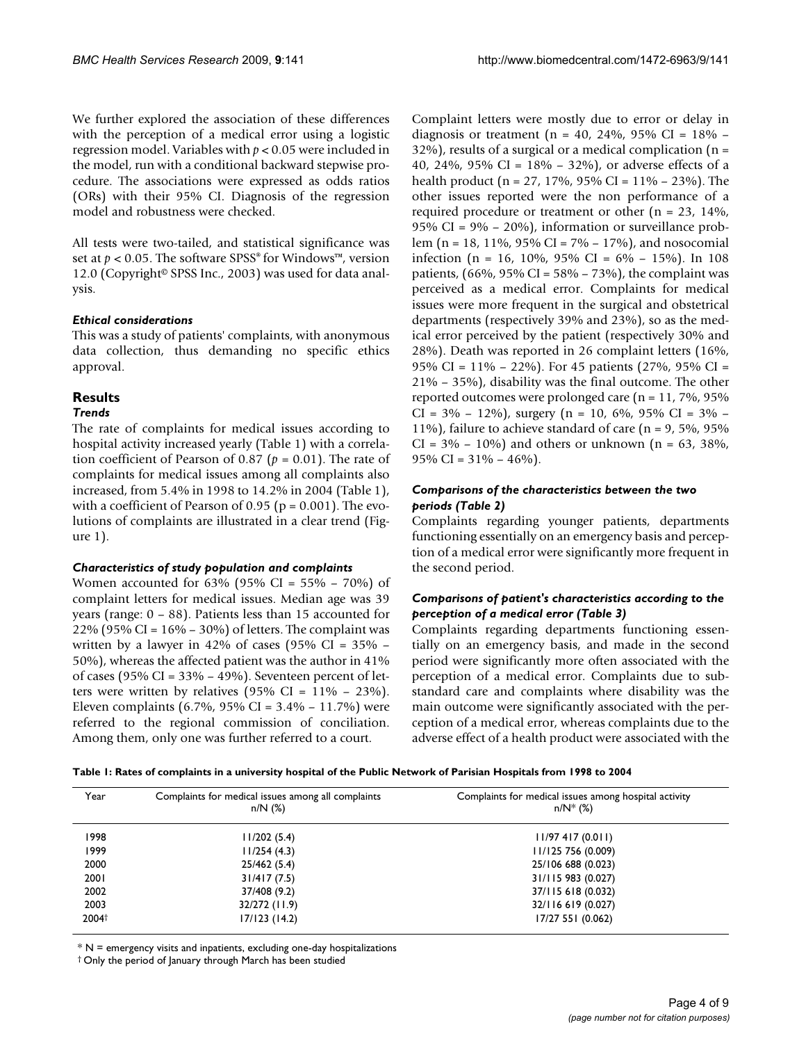We further explored the association of these differences with the perception of a medical error using a logistic regression model. Variables with $p < 0.05$ were included in the model, run with a conditional backward stepwise procedure. The associations were expressed as odds ratios (ORs) with their 95% CI. Diagnosis of the regression model and robustness were checked.

All tests were two-tailed, and statistical significance was set at $p < 0.05$. The software SPSS® for Windows™, version 12.0 (Copyright© SPSS Inc., 2003) was used for data analysis.

### *Ethical considerations*

This was a study of patients' complaints, with anonymous data collection, thus demanding no specific ethics approval.

## Results

### *Trends*

The rate of complaints for medical issues according to hospital activity increased yearly (Table 1) with a correlation coefficient of Pearson of 0.87 ($p = 0.01$). The rate of complaints for medical issues among all complaints also increased, from 5.4% in 1998 to 14.2% in 2004 (Table 1), with a coefficient of Pearson of 0.95 ($p = 0.001$). The evolutions of complaints are illustrated in a clear trend (Figure 1).

### *Characteristics of study population and complaints*

Women accounted for 63% (95% CI = 55% – 70%) of complaint letters for medical issues. Median age was 39 years (range: 0 – 88). Patients less than 15 accounted for 22% (95% CI = 16% – 30%) of letters. The complaint was written by a lawyer in 42% of cases (95% CI = 35% – 50%), whereas the affected patient was the author in 41% of cases (95% CI = 33% – 49%). Seventeen percent of letters were written by relatives (95% CI = 11% – 23%). Eleven complaints (6.7%, 95% CI = 3.4% – 11.7%) were referred to the regional commission of conciliation. Among them, only one was further referred to a court.

Complaint letters were mostly due to error or delay in diagnosis or treatment (n = 40, 24%, 95% CI = 18% – 32%), results of a surgical or a medical complication (n = 40, 24%, 95% CI = 18% – 32%), or adverse effects of a health product (n = 27, 17%, 95% CI = 11% – 23%). The other issues reported were the non performance of a required procedure or treatment or other (n = 23, 14%, 95% CI = 9% – 20%), information or surveillance problem (n = 18, 11%, 95% CI = 7% – 17%), and nosocomial infection (n = 16, 10%, 95% CI = 6% – 15%). In 108 patients, (66%, 95% CI = 58% – 73%), the complaint was perceived as a medical error. Complaints for medical issues were more frequent in the surgical and obstetrical departments (respectively 39% and 23%), so as the medical error perceived by the patient (respectively 30% and 28%). Death was reported in 26 complaint letters (16%, 95% CI = 11% – 22%). For 45 patients (27%, 95% CI = 21% – 35%), disability was the final outcome. The other reported outcomes were prolonged care (n = 11, 7%, 95% CI = 3% – 12%), surgery (n = 10, 6%, 95% CI = 3% – 11%), failure to achieve standard of care (n = 9, 5%, 95% CI = 3% – 10%) and others or unknown (n = 63, 38%, 95% CI = 31% – 46%).

### *Comparisons of the characteristics between the two periods (Table 2)*

Complaints regarding younger patients, departments functioning essentially on an emergency basis and perception of a medical error were significantly more frequent in the second period.

### *Comparisons of patient's characteristics according to the perception of a medical error (Table 3)*

Complaints regarding departments functioning essentially on an emergency basis, and made in the second period were significantly more often associated with the perception of a medical error. Complaints due to substandard care and complaints where disability was the main outcome were significantly associated with the perception of a medical error, whereas complaints due to the adverse effect of a health product were associated with the

**Table 1: Rates of complaints in a university hospital of the Public Network of Parisian Hospitals from 1998 to 2004**

| Year | Complaints for medical issues among all complaints n/N (%) | Complaints for medical issues among hospital activity n/N* (%) |
|---|---|---|
| 1998 | 11/202 (5.4) | 11/97 417 (0.011) |
| 1999 | 11/254 (4.3) | 11/125 756 (0.009) |
| 2000 | 25/462 (5.4) | 25/106 688 (0.023) |
| 2001 | 31/417 (7.5) | 31/115 983 (0.027) |
| 2002 | 37/408 (9.2) | 37/115 618 (0.032) |
| 2003 | 32/272 (11.9) | 32/116 619 (0.027) |
| 2004† | 17/123 (14.2) | 17/27 551 (0.062) |

* N = emergency visits and inpatients, excluding one-day hospitalizations

† Only the period of January through March has been studied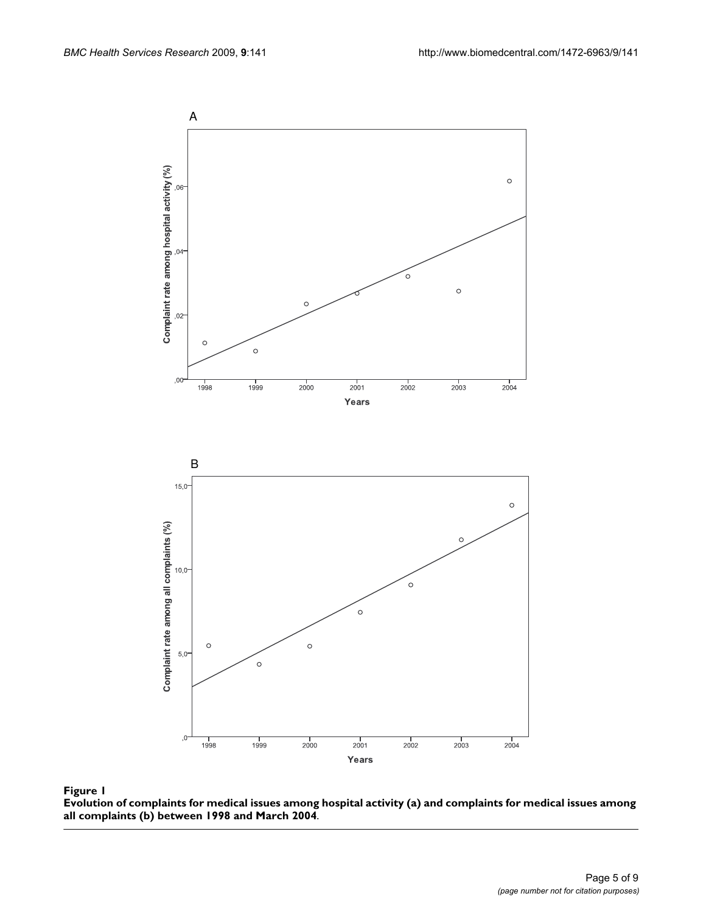**Figure 1**

**Evolution of complaints for medical issues among hospital activity (a) and complaints for medical issues among all complaints (b) between 1998 and March 2004**.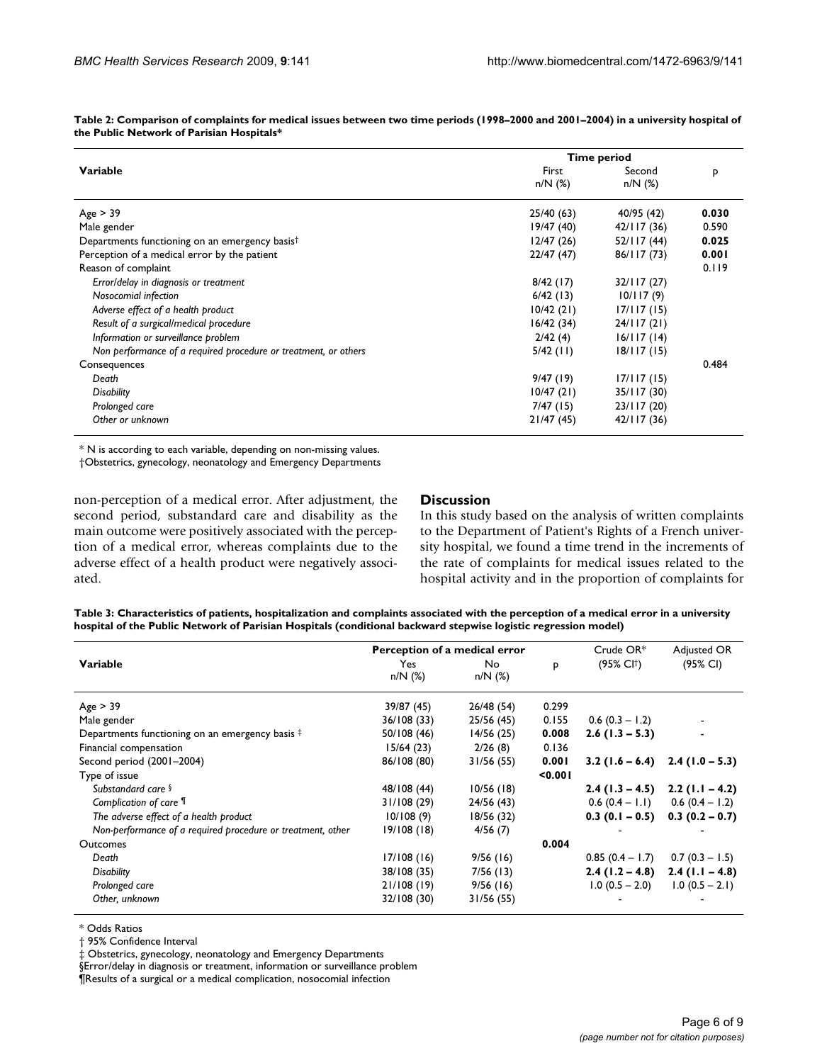**Table 2: Comparison of complaints for medical issues between two time periods (1998–2000 and 2001–2004) in a university hospital of the Public Network of Parisian Hospitals***

| Variable | Time period | | p |
|---|---|---|---|
| | First n/N (%) | Second n/N (%) | |
| Age > 39 | 25/40 (63) | 40/95 (42) | **0.030** |
| Male gender | 19/47 (40) | 42/117 (36) | 0.590 |
| Departments functioning on an emergency basis† | 12/47 (26) | 52/117 (44) | **0.025** |
| Perception of a medical error by the patient | 22/47 (47) | 86/117 (73) | **0.001** |
| Reason of complaint | | | 0.119 |
| *Error/delay in diagnosis or treatment* | 8/42 (17) | 32/117 (27) | |
| *Nosocomial infection* | 6/42 (13) | 10/117 (9) | |
| *Adverse effect of a health product* | 10/42 (21) | 17/117 (15) | |
| *Result of a surgical/medical procedure* | 16/42 (34) | 24/117 (21) | |
| *Information or surveillance problem* | 2/42 (4) | 16/117 (14) | |
| *Non performance of a required procedure or treatment, or others* | 5/42 (11) | 18/117 (15) | |
| Consequences | | | 0.484 |
| *Death* | 9/47 (19) | 17/117 (15) | |
| *Disability* | 10/47 (21) | 35/117 (30) | |
| *Prolonged care* | 7/47 (15) | 23/117 (20) | |
| *Other or unknown* | 21/47 (45) | 42/117 (36) | |

* N is according to each variable, depending on non-missing values.
†Obstetrics, gynecology, neonatology and Emergency Departments

non-perception of a medical error. After adjustment, the second period, substandard care and disability as the main outcome were positively associated with the perception of a medical error, whereas complaints due to the adverse effect of a health product were negatively associated.

## Discussion

In this study based on the analysis of written complaints to the Department of Patient's Rights of a French university hospital, we found a time trend in the increments of the rate of complaints for medical issues related to the hospital activity and in the proportion of complaints for

**Table 3: Characteristics of patients, hospitalization and complaints associated with the perception of a medical error in a university hospital of the Public Network of Parisian Hospitals (conditional backward stepwise logistic regression model)**

| Variable | Perception of a medical error | | p | Crude OR* | Adjusted OR |
|---|---|---|---|---|---|
| | Yes n/N (%) | No n/N (%) | | (95% CI†) | (95% CI) |
| Age > 39 | 39/87 (45) | 26/48 (54) | 0.299 | | |
| Male gender | 36/108 (33) | 25/56 (45) | 0.155 | 0.6 (0.3 – 1.2) | - |
| Departments functioning on an emergency basis ‡ | 50/108 (46) | 14/56 (25) | **0.008** | **2.6 (1.3 – 5.3)** | - |
| Financial compensation | 15/64 (23) | 2/26 (8) | 0.136 | | |
| Second period (2001–2004) | 86/108 (80) | 31/56 (55) | **0.001** | **3.2 (1.6 – 6.4)** | **2.4 (1.0 – 5.3)** |
| Type of issue | | | **<0.001** | | |
| *Substandard care §* | 48/108 (44) | 10/56 (18) | | **2.4 (1.3 – 4.5)** | **2.2 (1.1 – 4.2)** |
| *Complication of care ¶* | 31/108 (29) | 24/56 (43) | | 0.6 (0.4 – 1.1) | 0.6 (0.4 – 1.2) |
| *The adverse effect of a health product* | 10/108 (9) | 18/56 (32) | | **0.3 (0.1 – 0.5)** | **0.3 (0.2 – 0.7)** |
| *Non-performance of a required procedure or treatment, other* | 19/108 (18) | 4/56 (7) | | - | - |
| Outcomes | | | **0.004** | | |
| *Death* | 17/108 (16) | 9/56 (16) | | 0.85 (0.4 – 1.7) | 0.7 (0.3 – 1.5) |
| *Disability* | 38/108 (35) | 7/56 (13) | | **2.4 (1.2 – 4.8)** | **2.4 (1.1 – 4.8)** |
| *Prolonged care* | 21/108 (19) | 9/56 (16) | | 1.0 (0.5 – 2.0) | 1.0 (0.5 – 2.1) |
| *Other, unknown* | 32/108 (30) | 31/56 (55) | | - | - |

* Odds Ratios
† 95% Confidence Interval
‡ Obstetrics, gynecology, neonatology and Emergency Departments
§Error/delay in diagnosis or treatment, information or surveillance problem
¶Results of a surgical or a medical complication, nosocomial infection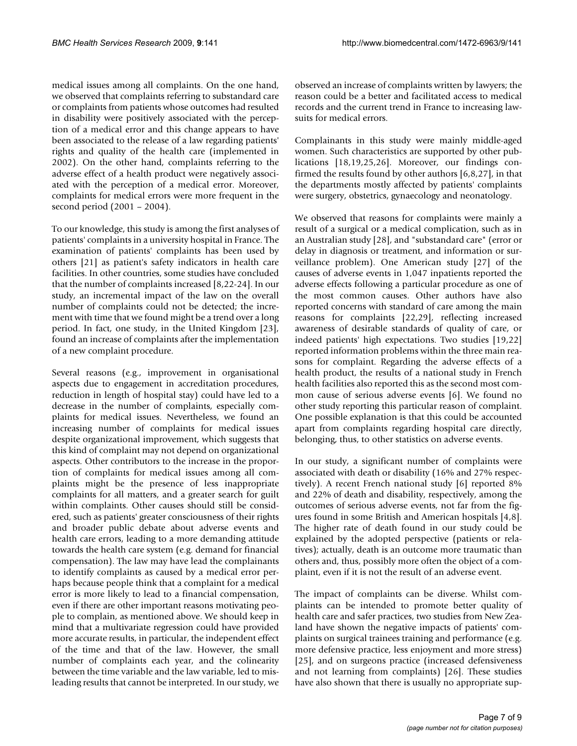medical issues among all complaints. On the one hand, we observed that complaints referring to substandard care or complaints from patients whose outcomes had resulted in disability were positively associated with the perception of a medical error and this change appears to have been associated to the release of a law regarding patients' rights and quality of the health care (implemented in 2002). On the other hand, complaints referring to the adverse effect of a health product were negatively associated with the perception of a medical error. Moreover, complaints for medical errors were more frequent in the second period (2001 – 2004).

To our knowledge, this study is among the first analyses of patients' complaints in a university hospital in France. The examination of patients' complaints has been used by others [21] as patient's safety indicators in health care facilities. In other countries, some studies have concluded that the number of complaints increased [8,22-24]. In our study, an incremental impact of the law on the overall number of complaints could not be detected; the increment with time that we found might be a trend over a long period. In fact, one study, in the United Kingdom [23], found an increase of complaints after the implementation of a new complaint procedure.

Several reasons (e.g., improvement in organisational aspects due to engagement in accreditation procedures, reduction in length of hospital stay) could have led to a decrease in the number of complaints, especially complaints for medical issues. Nevertheless, we found an increasing number of complaints for medical issues despite organizational improvement, which suggests that this kind of complaint may not depend on organizational aspects. Other contributors to the increase in the proportion of complaints for medical issues among all complaints might be the presence of less inappropriate complaints for all matters, and a greater search for guilt within complaints. Other causes should still be considered, such as patients' greater consciousness of their rights and broader public debate about adverse events and health care errors, leading to a more demanding attitude towards the health care system (e.g. demand for financial compensation). The law may have lead the complainants to identify complaints as caused by a medical error perhaps because people think that a complaint for a medical error is more likely to lead to a financial compensation, even if there are other important reasons motivating people to complain, as mentioned above. We should keep in mind that a multivariate regression could have provided more accurate results, in particular, the independent effect of the time and that of the law. However, the small number of complaints each year, and the colinearity between the time variable and the law variable, led to misleading results that cannot be interpreted. In our study, we observed an increase of complaints written by lawyers; the reason could be a better and facilitated access to medical records and the current trend in France to increasing lawsuits for medical errors.

Complainants in this study were mainly middle-aged women. Such characteristics are supported by other publications [18,19,25,26]. Moreover, our findings confirmed the results found by other authors [6,8,27], in that the departments mostly affected by patients' complaints were surgery, obstetrics, gynaecology and neonatology.

We observed that reasons for complaints were mainly a result of a surgical or a medical complication, such as in an Australian study [28], and "substandard care" (error or delay in diagnosis or treatment, and information or surveillance problem). One American study [27] of the causes of adverse events in 1,047 inpatients reported the adverse effects following a particular procedure as one of the most common causes. Other authors have also reported concerns with standard of care among the main reasons for complaints [22,29], reflecting increased awareness of desirable standards of quality of care, or indeed patients' high expectations. Two studies [19,22] reported information problems within the three main reasons for complaint. Regarding the adverse effects of a health product, the results of a national study in French health facilities also reported this as the second most common cause of serious adverse events [6]. We found no other study reporting this particular reason of complaint. One possible explanation is that this could be accounted apart from complaints regarding hospital care directly, belonging, thus, to other statistics on adverse events.

In our study, a significant number of complaints were associated with death or disability (16% and 27% respectively). A recent French national study [6] reported 8% and 22% of death and disability, respectively, among the outcomes of serious adverse events, not far from the figures found in some British and American hospitals [4,8]. The higher rate of death found in our study could be explained by the adopted perspective (patients or relatives); actually, death is an outcome more traumatic than others and, thus, possibly more often the object of a complaint, even if it is not the result of an adverse event.

The impact of complaints can be diverse. Whilst complaints can be intended to promote better quality of health care and safer practices, two studies from New Zealand have shown the negative impacts of patients' complaints on surgical trainees training and performance (e.g. more defensive practice, less enjoyment and more stress) [25], and on surgeons practice (increased defensiveness and not learning from complaints) [26]. These studies have also shown that there is usually no appropriate sup-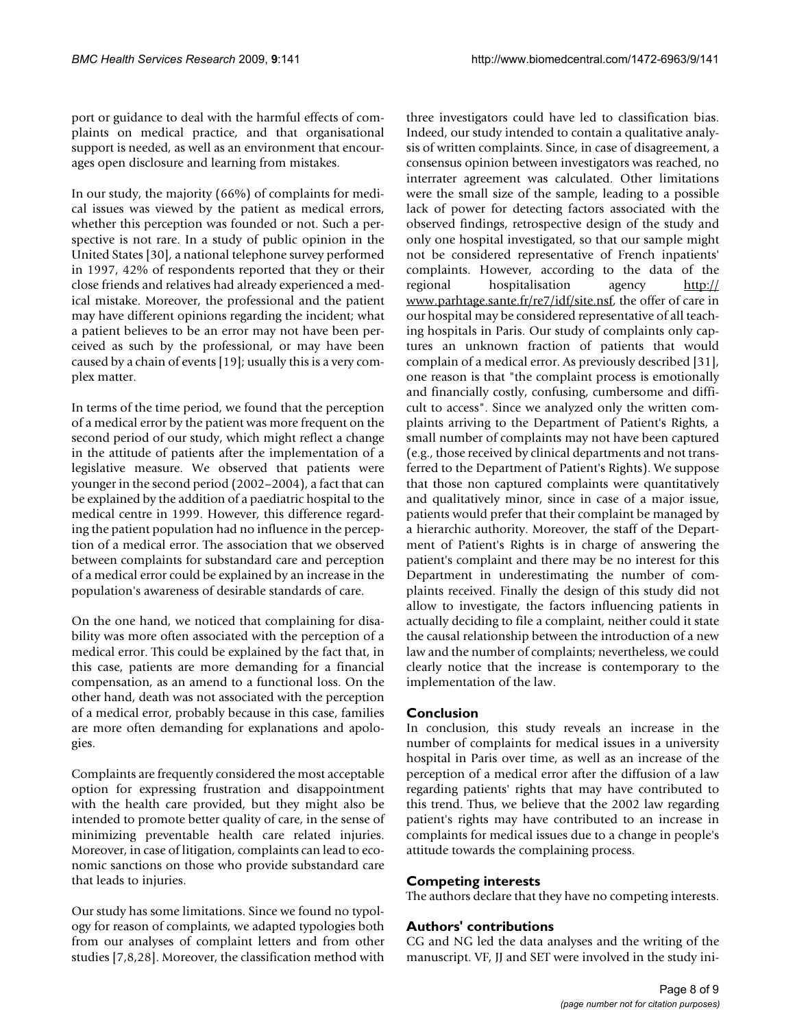port or guidance to deal with the harmful effects of complaints on medical practice, and that organisational support is needed, as well as an environment that encourages open disclosure and learning from mistakes.

In our study, the majority (66%) of complaints for medical issues was viewed by the patient as medical errors, whether this perception was founded or not. Such a perspective is not rare. In a study of public opinion in the United States [30], a national telephone survey performed in 1997, 42% of respondents reported that they or their close friends and relatives had already experienced a medical mistake. Moreover, the professional and the patient may have different opinions regarding the incident; what a patient believes to be an error may not have been perceived as such by the professional, or may have been caused by a chain of events [19]; usually this is a very complex matter.

In terms of the time period, we found that the perception of a medical error by the patient was more frequent on the second period of our study, which might reflect a change in the attitude of patients after the implementation of a legislative measure. We observed that patients were younger in the second period (2002–2004), a fact that can be explained by the addition of a paediatric hospital to the medical centre in 1999. However, this difference regarding the patient population had no influence in the perception of a medical error. The association that we observed between complaints for substandard care and perception of a medical error could be explained by an increase in the population's awareness of desirable standards of care.

On the one hand, we noticed that complaining for disability was more often associated with the perception of a medical error. This could be explained by the fact that, in this case, patients are more demanding for a financial compensation, as an amend to a functional loss. On the other hand, death was not associated with the perception of a medical error, probably because in this case, families are more often demanding for explanations and apologies.

Complaints are frequently considered the most acceptable option for expressing frustration and disappointment with the health care provided, but they might also be intended to promote better quality of care, in the sense of minimizing preventable health care related injuries. Moreover, in case of litigation, complaints can lead to economic sanctions on those who provide substandard care that leads to injuries.

Our study has some limitations. Since we found no typology for reason of complaints, we adapted typologies both from our analyses of complaint letters and from other studies [7,8,28]. Moreover, the classification method with three investigators could have led to classification bias. Indeed, our study intended to contain a qualitative analysis of written complaints. Since, in case of disagreement, a consensus opinion between investigators was reached, no interrater agreement was calculated. Other limitations were the small size of the sample, leading to a possible lack of power for detecting factors associated with the observed findings, retrospective design of the study and only one hospital investigated, so that our sample might not be considered representative of French inpatients' complaints. However, according to the data of the regional hospitalisation agency http://www.parhtage.sante.fr/re7/idf/site.nsf, the offer of care in our hospital may be considered representative of all teaching hospitals in Paris. Our study of complaints only captures an unknown fraction of patients that would complain of a medical error. As previously described [31], one reason is that "the complaint process is emotionally and financially costly, confusing, cumbersome and difficult to access". Since we analyzed only the written complaints arriving to the Department of Patient's Rights, a small number of complaints may not have been captured (e.g., those received by clinical departments and not transferred to the Department of Patient's Rights). We suppose that those non captured complaints were quantitatively and qualitatively minor, since in case of a major issue, patients would prefer that their complaint be managed by a hierarchic authority. Moreover, the staff of the Department of Patient's Rights is in charge of answering the patient's complaint and there may be no interest for this Department in underestimating the number of complaints received. Finally the design of this study did not allow to investigate, the factors influencing patients in actually deciding to file a complaint, neither could it state the causal relationship between the introduction of a new law and the number of complaints; nevertheless, we could clearly notice that the increase is contemporary to the implementation of the law.

## Conclusion

In conclusion, this study reveals an increase in the number of complaints for medical issues in a university hospital in Paris over time, as well as an increase of the perception of a medical error after the diffusion of a law regarding patients' rights that may have contributed to this trend. Thus, we believe that the 2002 law regarding patient's rights may have contributed to an increase in complaints for medical issues due to a change in people's attitude towards the complaining process.

## Competing interests

The authors declare that they have no competing interests.

## Authors' contributions

CG and NG led the data analyses and the writing of the manuscript. VF, JJ and SET were involved in the study ini-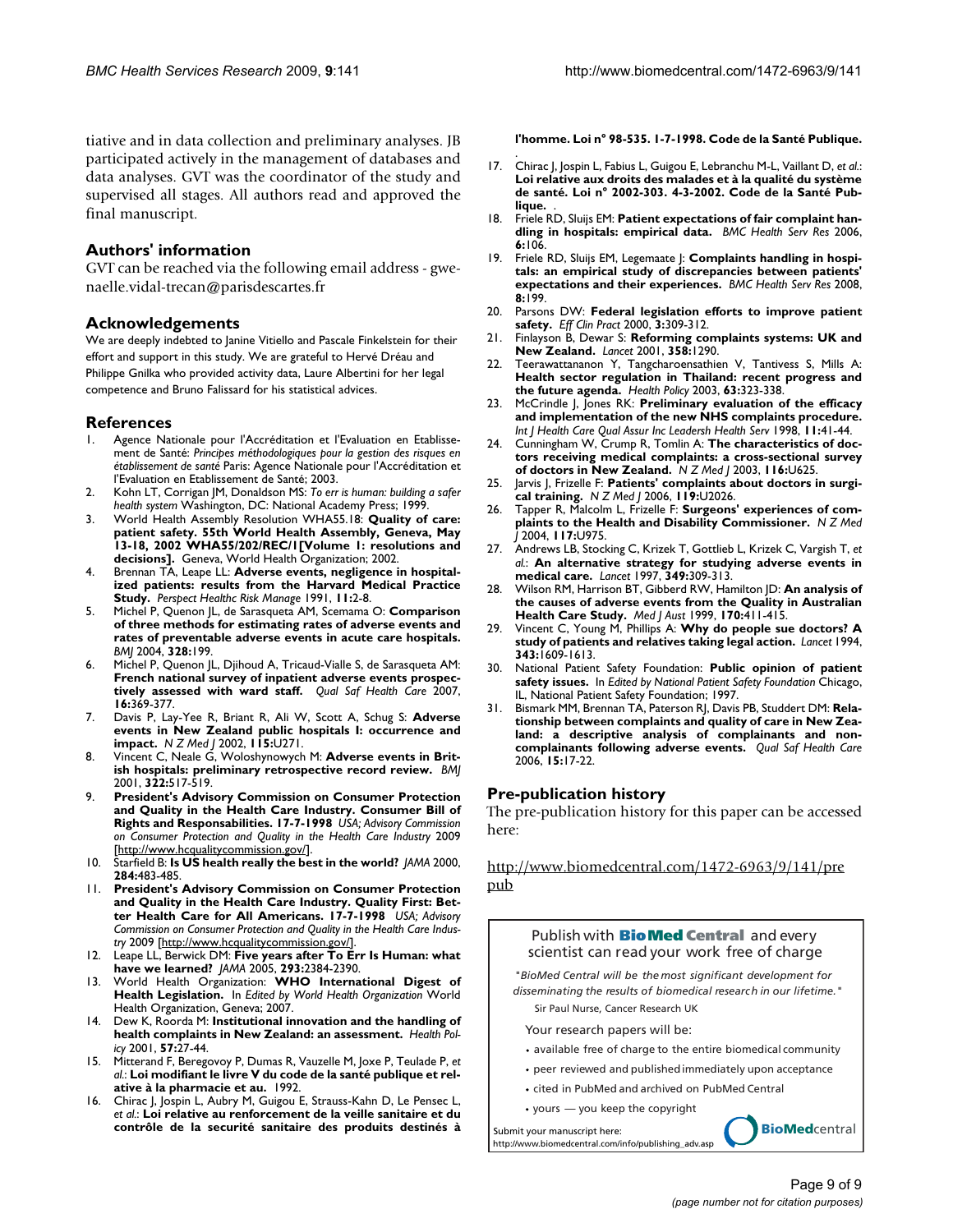tiative and in data collection and preliminary analyses. JB participated actively in the management of databases and data analyses. GVT was the coordinator of the study and supervised all stages. All authors read and approved the final manuscript.

## Authors' information

GVT can be reached via the following email address - gwenaelle.vidal-trecan@parisdescartes.fr

## Acknowledgements

We are deeply indebted to Janine Vitiello and Pascale Finkelstein for their effort and support in this study. We are grateful to Hervé Dréau and Philippe Gnilka who provided activity data, Laure Albertini for her legal competence and Bruno Falissard for his statistical advices.

## References

1. Agence Nationale pour l'Accréditation et l'Evaluation en Etablissement de Santé: *Principes méthodologiques pour la gestion des risques en établissement de santé* Paris: Agence Nationale pour l'Accréditation et l'Evaluation en Etablissement de Santé; 2003.
2. Kohn LT, Corrigan JM, Donaldson MS: *To err is human: building a safer health system* Washington, DC: National Academy Press; 1999.
3. World Health Assembly Resolution WHA55.18: **Quality of care: patient safety. 55th World Health Assembly, Geneva, May 13-18, 2002 WHA55/202/REC/1[Volume 1: resolutions and decisions].** Geneva, World Health Organization; 2002.
4. Brennan TA, Leape LL: **Adverse events, negligence in hospitalized patients: results from the Harvard Medical Practice Study.** *Perspect Healthc Risk Manage* 1991, **11:**2-8.
5. Michel P, Quenon JL, de Sarasqueta AM, Scemama O: **Comparison of three methods for estimating rates of adverse events and rates of preventable adverse events in acute care hospitals.** *BMJ* 2004, **328:**199.
6. Michel P, Quenon JL, Djihoud A, Tricaud-Vialle S, de Sarasqueta AM: **French national survey of inpatient adverse events prospectively assessed with ward staff.** *Qual Saf Health Care* 2007, **16:**369-377.
7. Davis P, Lay-Yee R, Briant R, Ali W, Scott A, Schug S: **Adverse events in New Zealand public hospitals I: occurrence and impact.** *N Z Med J* 2002, **115:**U271.
8. Vincent C, Neale G, Woloshynowych M: **Adverse events in British hospitals: preliminary retrospective record review.** *BMJ* 2001, **322:**517-519.
9. **President's Advisory Commission on Consumer Protection and Quality in the Health Care Industry. Consumer Bill of Rights and Responsabilities. 17-7-1998** *USA; Advisory Commission on Consumer Protection and Quality in the Health Care Industry* 2009 [http://www.hcqualitycommission.gov/].
10. Starfield B: **Is US health really the best in the world?** *JAMA* 2000, **284:**483-485.
11. **President's Advisory Commission on Consumer Protection and Quality in the Health Care Industry. Quality First: Better Health Care for All Americans. 17-7-1998** *USA; Advisory Commission on Consumer Protection and Quality in the Health Care Industry* 2009 [http://www.hcqualitycommission.gov/].
12. Leape LL, Berwick DM: **Five years after To Err Is Human: what have we learned?** *JAMA* 2005, **293:**2384-2390.
13. World Health Organization: **WHO International Digest of Health Legislation.** In *Edited by World Health Organization* World Health Organization, Geneva; 2007.
14. Dew K, Roorda M: **Institutional innovation and the handling of health complaints in New Zealand: an assessment.** *Health Policy* 2001, **57:**27-44.
15. Mitterand F, Beregovoy P, Dumas R, Vauzelle M, Joxe P, Teulade P, *et al.*: **Loi modifiant le livre V du code de la santé publique et relative à la pharmacie et au.** 1992.
16. Chirac J, Jospin L, Aubry M, Guigou E, Strauss-Kahn D, Le Pensec L, *et al.*: **Loi relative au renforcement de la veille sanitaire et du contrôle de la securité sanitaire des produits destinés à l'homme. Loi n° 98-535. 1-7-1998. Code de la Santé Publique.** .
17. Chirac J, Jospin L, Fabius L, Guigou E, Lebranchu M-L, Vaillant D, *et al.*: **Loi relative aux droits des malades et à la qualité du système de santé. Loi n° 2002-303. 4-3-2002. Code de la Santé Publique.** .
18. Friele RD, Sluijs EM: **Patient expectations of fair complaint handling in hospitals: empirical data.** *BMC Health Serv Res* 2006, **6:**106.
19. Friele RD, Sluijs EM, Legemaate J: **Complaints handling in hospitals: an empirical study of discrepancies between patients' expectations and their experiences.** *BMC Health Serv Res* 2008, **8:**199.
20. Parsons DW: **Federal legislation efforts to improve patient safety.** *Eff Clin Pract* 2000, **3:**309-312.
21. Finlayson B, Dewar S: **Reforming complaints systems: UK and New Zealand.** *Lancet* 2001, **358:**1290.
22. Teerawattananon Y, Tangcharoensathien V, Tantivess S, Mills A: **Health sector regulation in Thailand: recent progress and the future agenda.** *Health Policy* 2003, **63:**323-338.
23. McCrindle J, Jones RK: **Preliminary evaluation of the efficacy and implementation of the new NHS complaints procedure.** *Int J Health Care Qual Assur Inc Leadersh Health Serv* 1998, **11:**41-44.
24. Cunningham W, Crump R, Tomlin A: **The characteristics of doctors receiving medical complaints: a cross-sectional survey of doctors in New Zealand.** *N Z Med J* 2003, **116:**U625.
25. Jarvis J, Frizelle F: **Patients' complaints about doctors in surgical training.** *N Z Med J* 2006, **119:**U2026.
26. Tapper R, Malcolm L, Frizelle F: **Surgeons' experiences of complaints to the Health and Disability Commissioner.** *N Z Med J* 2004, **117:**U975.
27. Andrews LB, Stocking C, Krizek T, Gottlieb L, Krizek C, Vargish T, *et al.*: **An alternative strategy for studying adverse events in medical care.** *Lancet* 1997, **349:**309-313.
28. Wilson RM, Harrison BT, Gibberd RW, Hamilton JD: **An analysis of the causes of adverse events from the Quality in Australian Health Care Study.** *Med J Aust* 1999, **170:**411-415.
29. Vincent C, Young M, Phillips A: **Why do people sue doctors? A study of patients and relatives taking legal action.** *Lancet* 1994, **343:**1609-1613.
30. National Patient Safety Foundation: **Public opinion of patient safety issues.** In *Edited by National Patient Safety Foundation* Chicago, IL, National Patient Safety Foundation; 1997.
31. Bismark MM, Brennan TA, Paterson RJ, Davis PB, Studdert DM: **Relationship between complaints and quality of care in New Zealand: a descriptive analysis of complainants and non-complainants following adverse events.** *Qual Saf Health Care* 2006, **15:**17-22.

## Pre-publication history

The pre-publication history for this paper can be accessed here:

http://www.biomedcentral.com/1472-6963/9/141/prepub

Publish with **BioMed Central** and every scientist can read your work free of charge

*"BioMed Central will be the most significant development for disseminating the results of biomedical research in our lifetime."*
Sir Paul Nurse, Cancer Research UK

Your research papers will be:

- available free of charge to the entire biomedical community
- peer reviewed and published immediately upon acceptance
- cited in PubMed and archived on PubMed Central
- yours — you keep the copyright

Submit your manuscript here:
http://www.biomedcentral.com/info/publishing_adv.asp

BioMedcentral